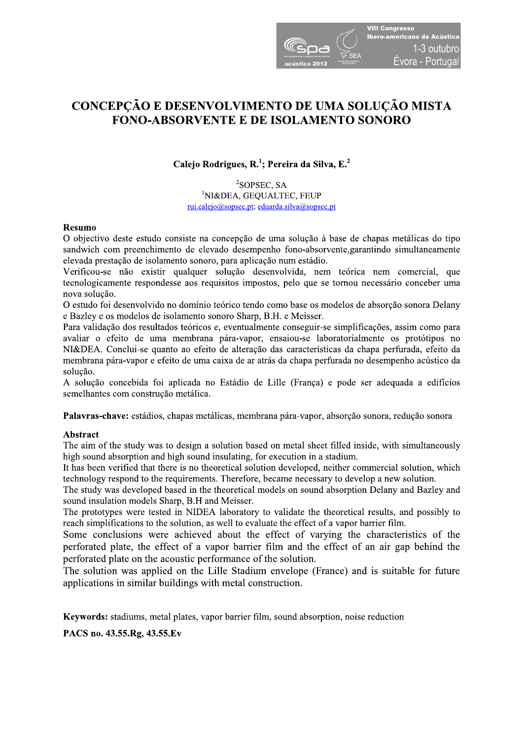# CONCEPÇÃO E DESENVOLVIMENTO DE UMA SOLUÇÃO MISTA FONO-ABSORVENTE E DE ISOLAMENTO SONORO

**Calejo Rodrigues, R.[1]; Pereira da Silva, E.[2]**

[2]SOPSEC, SA
[1]NI&DEA, GEQUALTEC, FEUP
rui.calejo@sopsec.pt; eduarda.silva@sopsec.pt

## Resumo

O objectivo deste estudo consiste na concepção de uma solução à base de chapas metálicas do tipo sandwich com preenchimento de elevado desempenho fono-absorvente,garantindo simultaneamente elevada prestação de isolamento sonoro, para aplicação num estádio.

Verificou-se não existir qualquer solução desenvolvida, nem teórica nem comercial, que tecnologicamente respondesse aos requisitos impostos, pelo que se tornou necessário conceber uma nova solução.

O estudo foi desenvolvido no domínio teórico tendo como base os modelos de absorção sonora Delany e Bazley e os modelos de isolamento sonoro Sharp, B.H. e Meisser.

Para validação dos resultados teóricos e, eventualmente conseguir-se simplificações, assim como para avaliar o efeito de uma membrana pára-vapor, ensaiou-se laboratorialmente os protótipos no NI&DEA. Conclui-se quanto ao efeito de alteração das características da chapa perfurada, efeito da membrana pára-vapor e efeito de uma caixa de ar atrás da chapa perfurada no desempenho acústico da solução.

A solução concebida foi aplicada no Estádio de Lille (França) e pode ser adequada a edifícios semelhantes com construção metálica.

**Palavras-chave:** estádios, chapas metálicas, membrana pára-vapor, absorção sonora, redução sonora

## Abstract

The aim of the study was to design a solution based on metal sheet filled inside, with simultaneously high sound absorption and high sound insulating, for execution in a stadium.

It has been verified that there is no theoretical solution developed, neither commercial solution, which technology respond to the requirements. Therefore, became necessary to develop a new solution.

The study was developed based in the theoretical models on sound absorption Delany and Bazley and sound insulation models Sharp, B.H and Meisser.

The prototypes were tested in NIDEA laboratory to validate the theoretical results, and possibly to reach simplifications to the solution, as well to evaluate the effect of a vapor barrier film.

Some conclusions were achieved about the effect of varying the characteristics of the perforated plate, the effect of a vapor barrier film and the effect of an air gap behind the perforated plate on the acoustic performance of the solution.

The solution was applied on the Lille Stadium envelope (France) and is suitable for future applications in similar buildings with metal construction.

**Keywords:** stadiums, metal plates, vapor barrier film, sound absorption, noise reduction

**PACS no. 43.55.Rg, 43.55.Ev**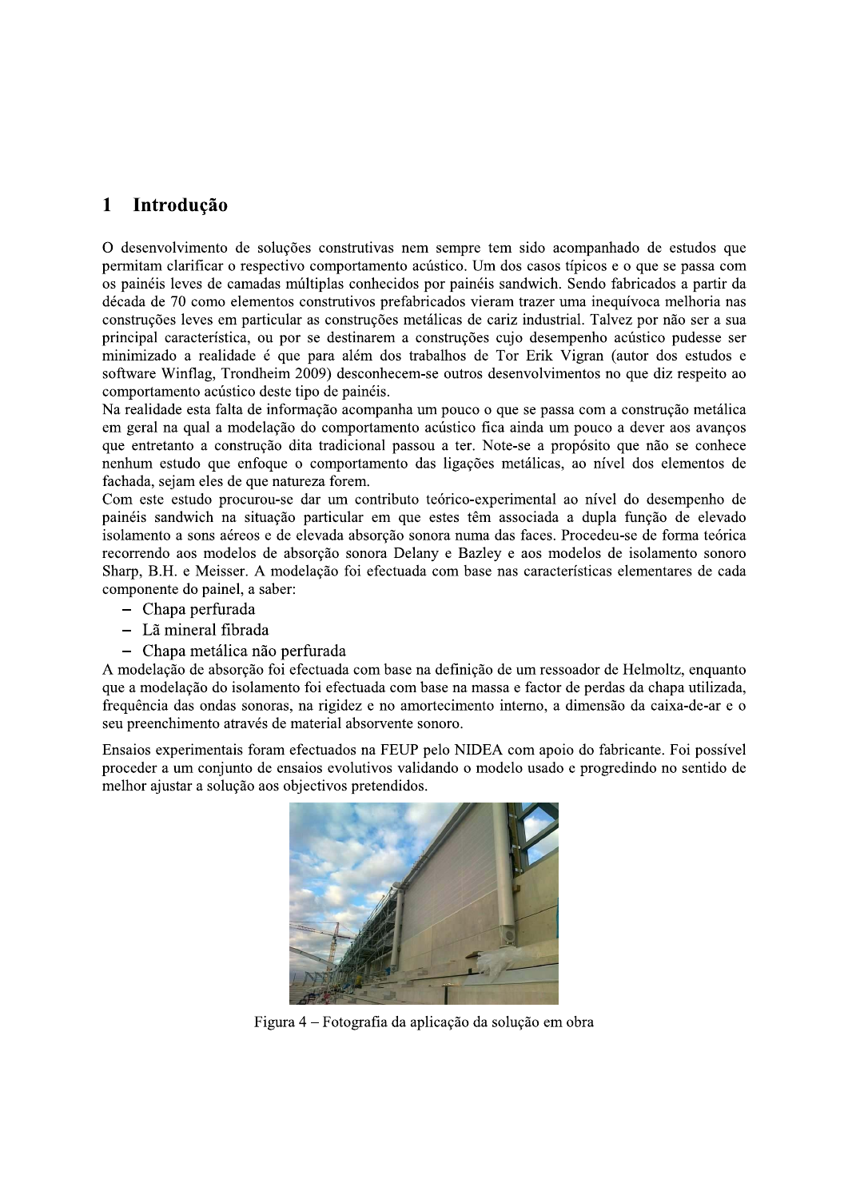# 1 Introdução

O desenvolvimento de soluções construtivas nem sempre tem sido acompanhado de estudos que permitam clarificar o respectivo comportamento acústico. Um dos casos típicos e o que se passa com os painéis leves de camadas múltiplas conhecidos por painéis sandwich. Sendo fabricados a partir da década de 70 como elementos construtivos prefabricados vieram trazer uma inequívoca melhoria nas construções leves em particular as construções metálicas de cariz industrial. Talvez por não ser a sua principal característica, ou por se destinarem a construções cujo desempenho acústico pudesse ser minimizado a realidade é que para além dos trabalhos de Tor Erik Vigran (autor dos estudos e software Winflag, Trondheim 2009) desconhecem-se outros desenvolvimentos no que diz respeito ao comportamento acústico deste tipo de painéis.

Na realidade esta falta de informação acompanha um pouco o que se passa com a construção metálica em geral na qual a modelação do comportamento acústico fica ainda um pouco a dever aos avanços que entretanto a construção dita tradicional passou a ter. Note-se a propósito que não se conhece nenhum estudo que enfoque o comportamento das ligações metálicas, ao nível dos elementos de fachada, sejam eles de que natureza forem.

Com este estudo procurou-se dar um contributo teórico-experimental ao nível do desempenho de painéis sandwich na situação particular em que estes têm associada a dupla função de elevado isolamento a sons aéreos e de elevada absorção sonora numa das faces. Procedeu-se de forma teórica recorrendo aos modelos de absorção sonora Delany e Bazley e aos modelos de isolamento sonoro Sharp, B.H. e Meisser. A modelação foi efectuada com base nas características elementares de cada componente do painel, a saber:

- Chapa perfurada
- Lã mineral fibrada
- Chapa metálica não perfurada

A modelação de absorção foi efectuada com base na definição de um ressoador de Helmoltz, enquanto que a modelação do isolamento foi efectuada com base na massa e factor de perdas da chapa utilizada, frequência das ondas sonoras, na rigidez e no amortecimento interno, a dimensão da caixa-de-ar e o seu preenchimento através de material absorvente sonoro.

Ensaios experimentais foram efectuados na FEUP pelo NIDEA com apoio do fabricante. Foi possível proceder a um conjunto de ensaios evolutivos validando o modelo usado e progredindo no sentido de melhor ajustar a solução aos objectivos pretendidos.

Figura 4 – Fotografia da aplicação da solução em obra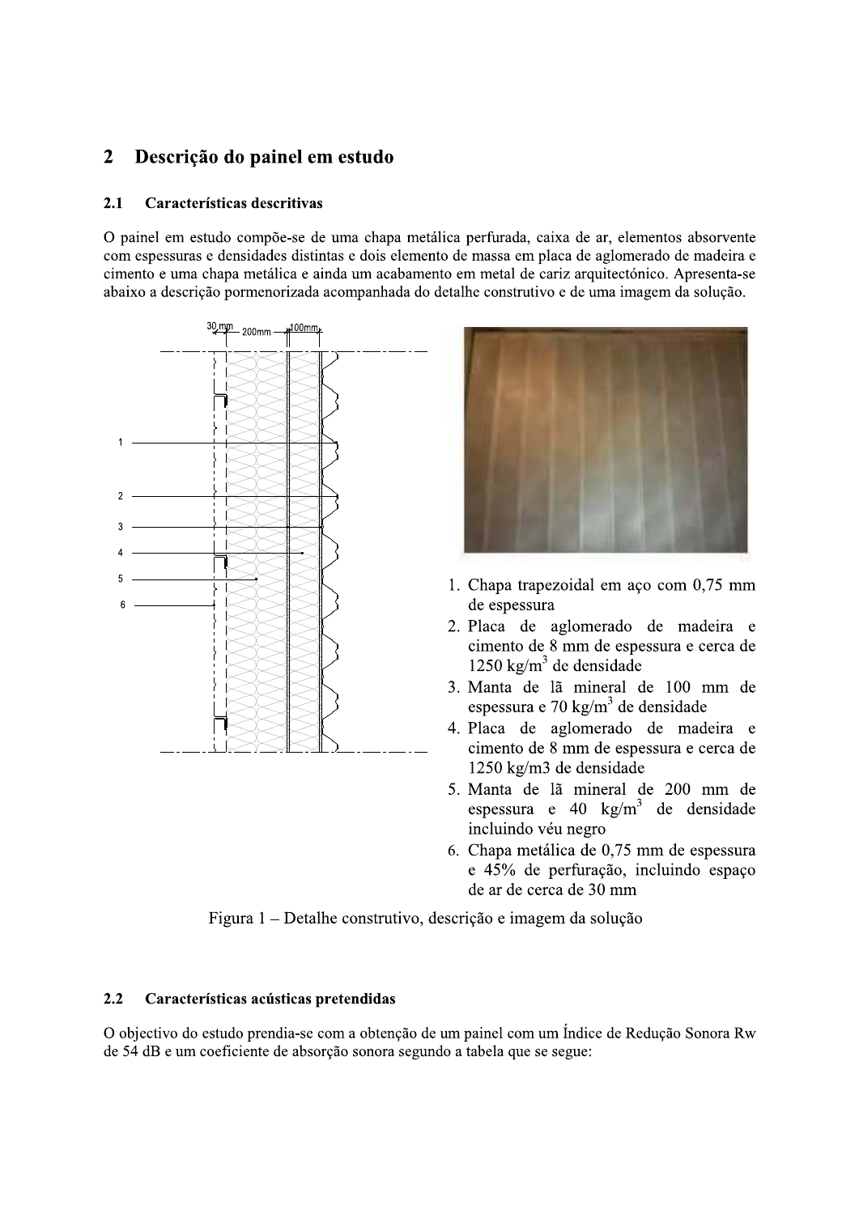# 2 Descrição do painel em estudo

## 2.1 Características descritivas

O painel em estudo compõe-se de uma chapa metálica perfurada, caixa de ar, elementos absorvente com espessuras e densidades distintas e dois elemento de massa em placa de aglomerado de madeira e cimento e uma chapa metálica e ainda um acabamento em metal de cariz arquitectónico. Apresenta-se abaixo a descrição pormenorizada acompanhada do detalhe construtivo e de uma imagem da solução.

1. Chapa trapezoidal em aço com 0,75 mm de espessura
2. Placa de aglomerado de madeira e cimento de 8 mm de espessura e cerca de 1250 kg/m$^3$ de densidade
3. Manta de lã mineral de 100 mm de espessura e 70 kg/m$^3$ de densidade
4. Placa de aglomerado de madeira e cimento de 8 mm de espessura e cerca de 1250 kg/m3 de densidade
5. Manta de lã mineral de 200 mm de espessura e 40 kg/m$^3$ de densidade incluindo véu negro
6. Chapa metálica de 0,75 mm de espessura e 45% de perfuração, incluindo espaço de ar de cerca de 30 mm

Figura 1 – Detalhe construtivo, descrição e imagem da solução

## 2.2 Características acústicas pretendidas

O objectivo do estudo prendia-se com a obtenção de um painel com um Índice de Redução Sonora Rw de 54 dB e um coeficiente de absorção sonora segundo a tabela que se segue: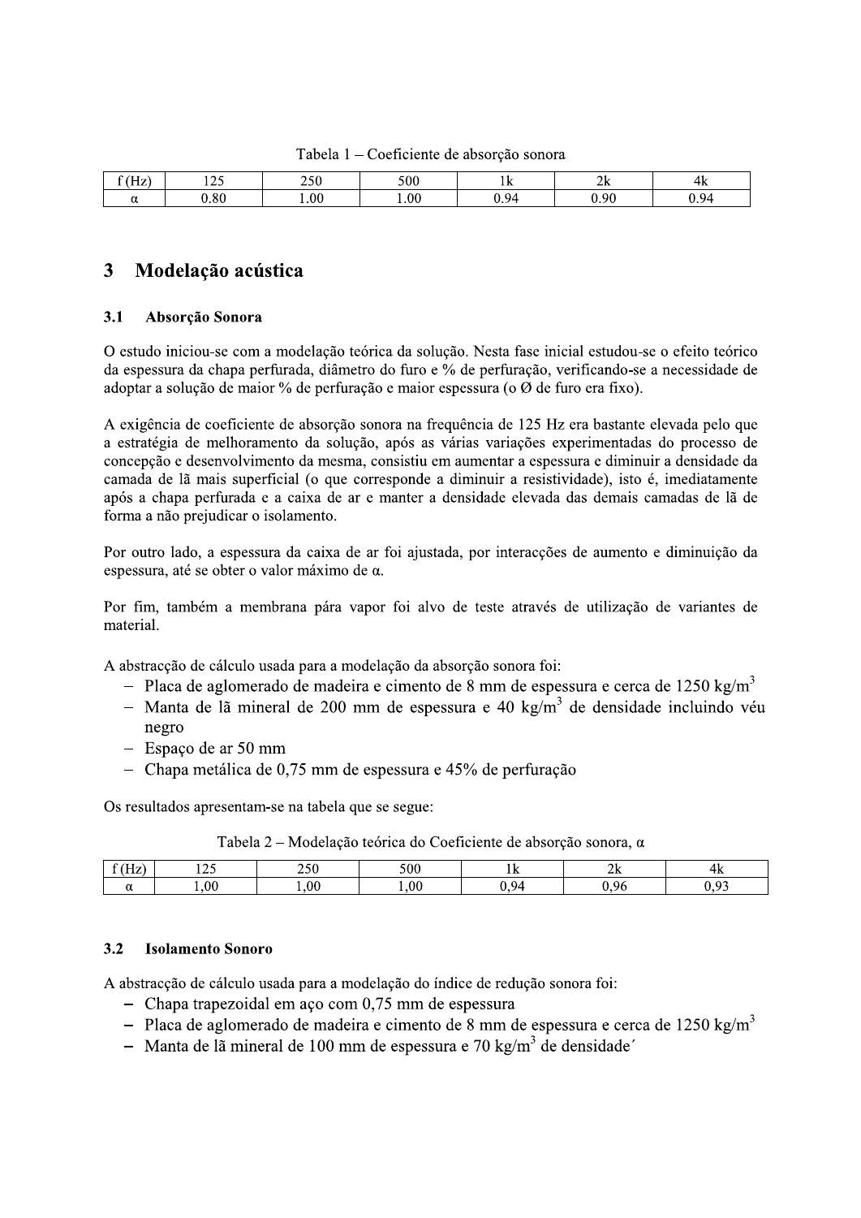Tabela 1 – Coeficiente de absorção sonora

| f (Hz) | 125 | 250 | 500 | 1k | 2k | 4k |
|---|---|---|---|---|---|---|
| α | 0.80 | 1.00 | 1.00 | 0.94 | 0.90 | 0.94 |

# 3 Modelação acústica

## 3.1 Absorção Sonora

O estudo iniciou-se com a modelação teórica da solução. Nesta fase inicial estudou-se o efeito teórico da espessura da chapa perfurada, diâmetro do furo e % de perfuração, verificando-se a necessidade de adoptar a solução de maior % de perfuração e maior espessura (o Ø de furo era fixo).

A exigência de coeficiente de absorção sonora na frequência de 125 Hz era bastante elevada pelo que a estratégia de melhoramento da solução, após as várias variações experimentadas do processo de concepção e desenvolvimento da mesma, consistiu em aumentar a espessura e diminuir a densidade da camada de lã mais superficial (o que corresponde a diminuir a resistividade), isto é, imediatamente após a chapa perfurada e a caixa de ar e manter a densidade elevada das demais camadas de lã de forma a não prejudicar o isolamento.

Por outro lado, a espessura da caixa de ar foi ajustada, por interacções de aumento e diminuição da espessura, até se obter o valor máximo de α.

Por fim, também a membrana pára vapor foi alvo de teste através de utilização de variantes de material.

A abstracção de cálculo usada para a modelação da absorção sonora foi:

- Placa de aglomerado de madeira e cimento de 8 mm de espessura e cerca de 1250 kg/m$^3$
- Manta de lã mineral de 200 mm de espessura e 40 kg/m$^3$ de densidade incluindo véu negro
- Espaço de ar 50 mm
- Chapa metálica de 0,75 mm de espessura e 45% de perfuração

Os resultados apresentam-se na tabela que se segue:

Tabela 2 – Modelação teórica do Coeficiente de absorção sonora, α

| f (Hz) | 125 | 250 | 500 | 1k | 2k | 4k |
|---|---|---|---|---|---|---|
| α | 1,00 | 1,00 | 1,00 | 0,94 | 0,96 | 0,93 |

## 3.2 Isolamento Sonoro

A abstracção de cálculo usada para a modelação do índice de redução sonora foi:

- Chapa trapezoidal em aço com 0,75 mm de espessura
- Placa de aglomerado de madeira e cimento de 8 mm de espessura e cerca de 1250 kg/m$^3$
- Manta de lã mineral de 100 mm de espessura e 70 kg/m$^3$ de densidade´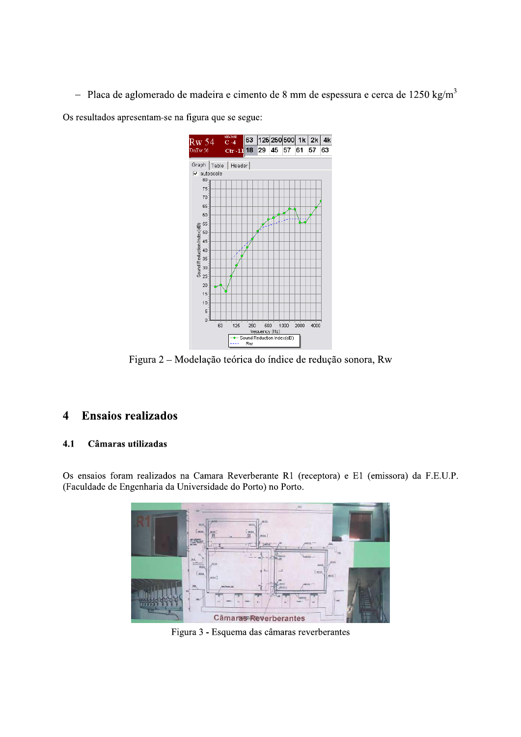– Placa de aglomerado de madeira e cimento de 8 mm de espessura e cerca de 1250 kg/m$^3$

Os resultados apresentam-se na figura que se segue:

Figura 2 – Modelação teórica do índice de redução sonora, Rw

# 4 Ensaios realizados

## 4.1 Câmaras utilizadas

Os ensaios foram realizados na Camara Reverberante R1 (receptora) e E1 (emissora) da F.E.U.P. (Faculdade de Engenharia da Universidade do Porto) no Porto.

Figura 3 - Esquema das câmaras reverberantes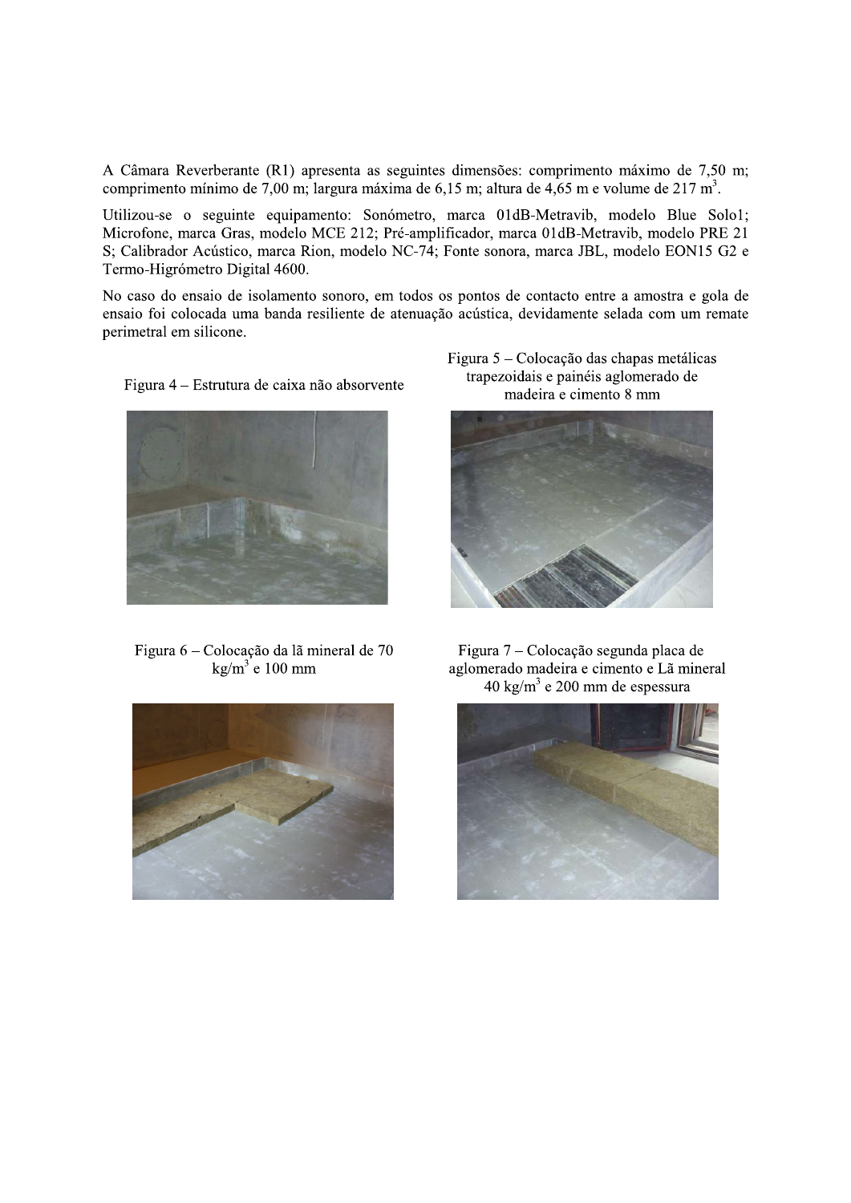A Câmara Reverberante (R1) apresenta as seguintes dimensões: comprimento máximo de 7,50 m; comprimento mínimo de 7,00 m; largura máxima de 6,15 m; altura de 4,65 m e volume de 217 $m^3$.

Utilizou-se o seguinte equipamento: Sonómetro, marca 01dB-Metravib, modelo Blue Solo1; Microfone, marca Gras, modelo MCE 212; Pré-amplificador, marca 01dB-Metravib, modelo PRE 21 S; Calibrador Acústico, marca Rion, modelo NC-74; Fonte sonora, marca JBL, modelo EON15 G2 e Termo-Higrómetro Digital 4600.

No caso do ensaio de isolamento sonoro, em todos os pontos de contacto entre a amostra e gola de ensaio foi colocada uma banda resiliente de atenuação acústica, devidamente selada com um remate perimetral em silicone.

Figura 4 – Estrutura de caixa não absorvente

Figura 5 – Colocação das chapas metálicas trapezoidais e painéis aglomerado de madeira e cimento 8 mm

Figura 6 – Colocação da lã mineral de 70 $kg/m^3$ e 100 mm

Figura 7 – Colocação segunda placa de aglomerado madeira e cimento e Lã mineral 40 $kg/m^3$ e 200 mm de espessura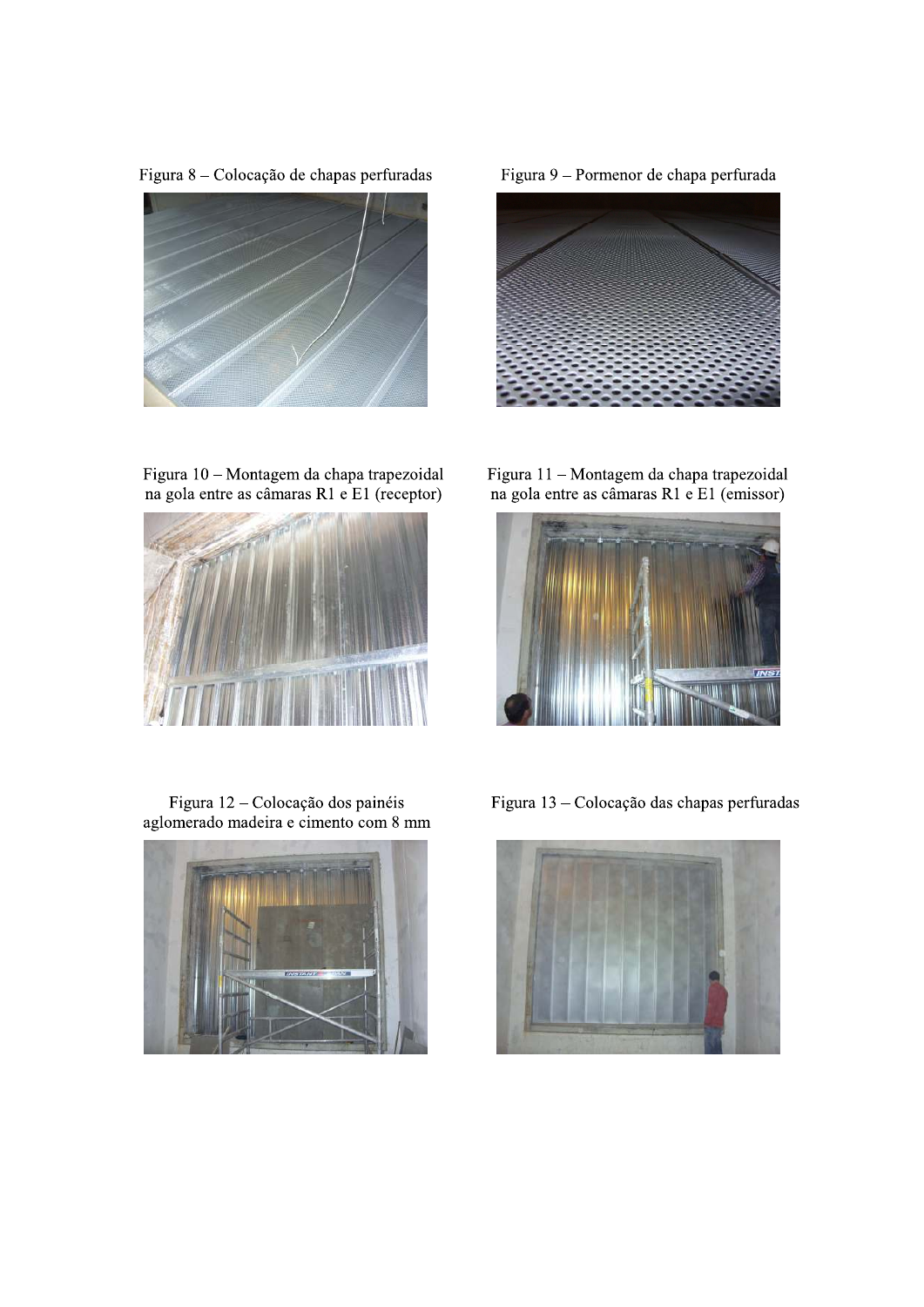Figura 8 – Colocação de chapas perfuradas

Figura 9 – Pormenor de chapa perfurada

Figura 10 – Montagem da chapa trapezoidal na gola entre as câmaras R1 e E1 (receptor)

Figura 11 – Montagem da chapa trapezoidal na gola entre as câmaras R1 e E1 (emissor)

Figura 12 – Colocação dos painéis aglomerado madeira e cimento com 8 mm

Figura 13 – Colocação das chapas perfuradas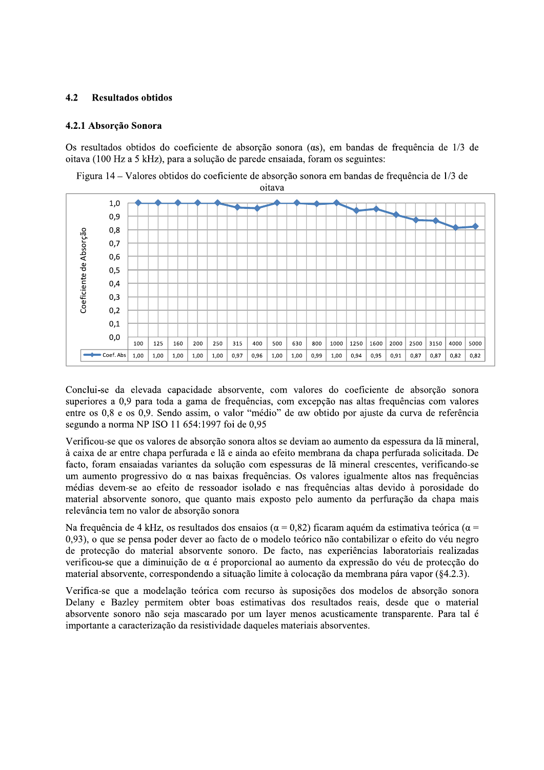## 4.2 Resultados obtidos

### 4.2.1 Absorção Sonora

Os resultados obtidos do coeficiente de absorção sonora ($\alpha$s), em bandas de frequência de 1/3 de oitava (100 Hz a 5 kHz), para a solução de parede ensaiada, foram os seguintes:

Figura 14 – Valores obtidos do coeficiente de absorção sonora em bandas de frequência de 1/3 de oitava

| | 100 | 125 | 160 | 200 | 250 | 315 | 400 | 500 | 630 | 800 | 1000 | 1250 | 1600 | 2000 | 2500 | 3150 | 4000 | 5000 |
|---|---|---|---|---|---|---|---|---|---|---|---|---|---|---|---|---|---|---|
| Coef. Abs | 1,00 | 1,00 | 1,00 | 1,00 | 1,00 | 0,97 | 0,96 | 1,00 | 1,00 | 0,99 | 1,00 | 0,94 | 0,95 | 0,91 | 0,87 | 0,87 | 0,82 | 0,82 |

Conclui-se da elevada capacidade absorvente, com valores do coeficiente de absorção sonora superiores a 0,9 para toda a gama de frequências, com excepção nas altas frequências com valores entre os 0,8 e os 0,9. Sendo assim, o valor "médio" de $\alpha$w obtido por ajuste da curva de referência segundo a norma NP ISO 11 654:1997 foi de 0,95

Verificou-se que os valores de absorção sonora altos se deviam ao aumento da espessura da lã mineral, à caixa de ar entre chapa perfurada e lã e ainda ao efeito membrana da chapa perfurada solicitada. De facto, foram ensaiadas variantes da solução com espessuras de lã mineral crescentes, verificando-se um aumento progressivo do $\alpha$ nas baixas frequências. Os valores igualmente altos nas frequências médias devem-se ao efeito de ressoador isolado e nas frequências altas devido à porosidade do material absorvente sonoro, que quanto mais exposto pelo aumento da perfuração da chapa mais relevância tem no valor de absorção sonora

Na frequência de 4 kHz, os resultados dos ensaios ($\alpha = 0{,}82$) ficaram aquém da estimativa teórica ($\alpha = 0{,}93$), o que se pensa poder dever ao facto de o modelo teórico não contabilizar o efeito do véu negro de protecção do material absorvente sonoro. De facto, nas experiências laboratoriais realizadas verificou-se que a diminuição de $\alpha$ é proporcional ao aumento da expressão do véu de protecção do material absorvente, correspondendo a situação limite à colocação da membrana pára vapor (§4.2.3).

Verifica-se que a modelação teórica com recurso às suposições dos modelos de absorção sonora Delany e Bazley permitem obter boas estimativas dos resultados reais, desde que o material absorvente sonoro não seja mascarado por um layer menos acusticamente transparente. Para tal é importante a caracterização da resistividade daqueles materiais absorventes.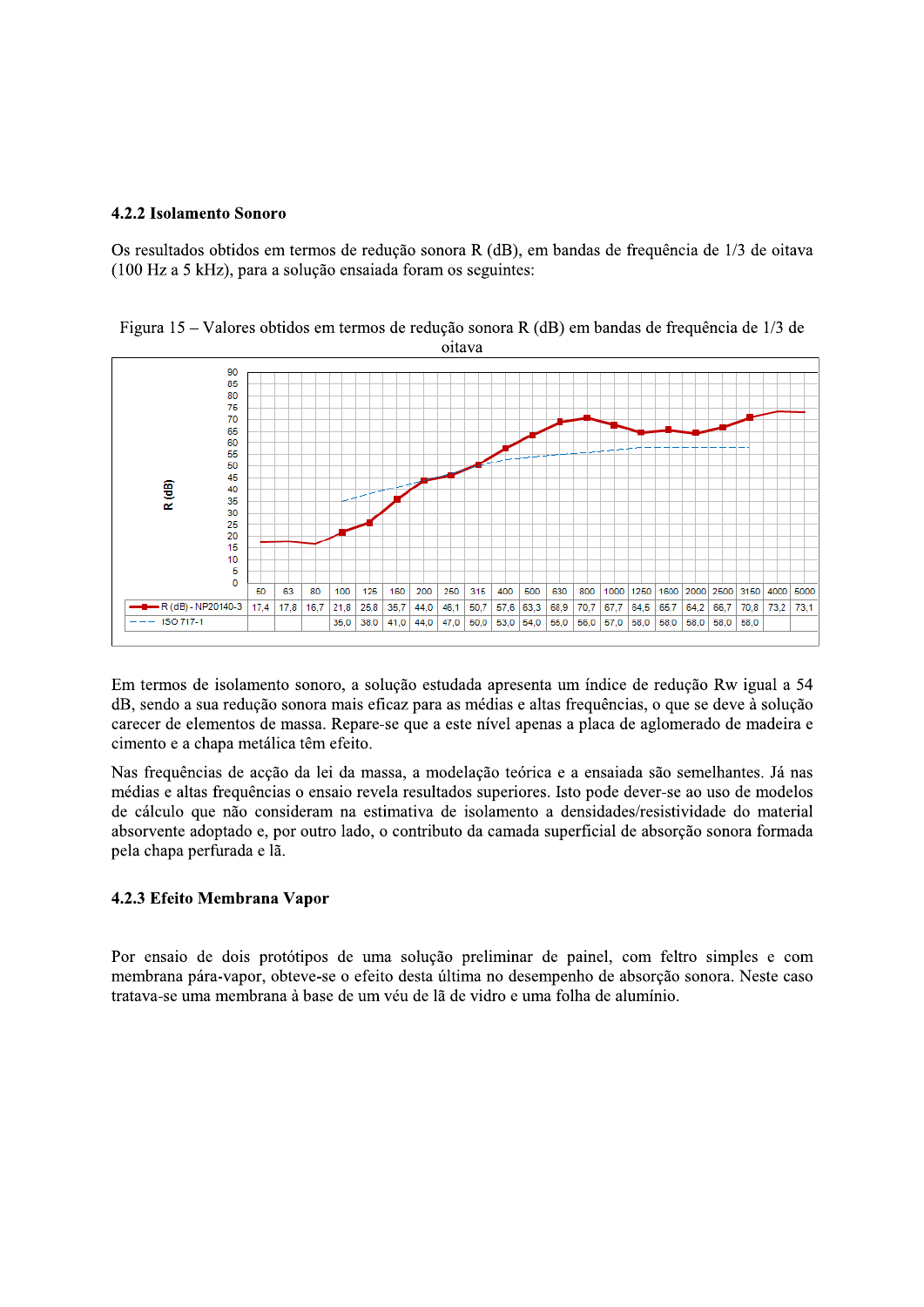### 4.2.2 Isolamento Sonoro

Os resultados obtidos em termos de redução sonora R (dB), em bandas de frequência de 1/3 de oitava (100 Hz a 5 kHz), para a solução ensaiada foram os seguintes:

Figura 15 – Valores obtidos em termos de redução sonora R (dB) em bandas de frequência de 1/3 de oitava

| | 50 | 63 | 80 | 100 | 125 | 160 | 200 | 250 | 315 | 400 | 500 | 630 | 800 | 1000 | 1250 | 1600 | 2000 | 2500 | 3150 | 4000 | 5000 |
|---|---|---|---|---|---|---|---|---|---|---|---|---|---|---|---|---|---|---|---|---|---|
| R (dB) - NP20140-3 | 17,4 | 17,8 | 16,7 | 21,8 | 25,8 | 35,7 | 44,0 | 46,1 | 50,7 | 57,6 | 63,3 | 68,9 | 70,7 | 67,7 | 64,5 | 65,7 | 64,2 | 66,7 | 70,8 | 73,2 | 73,1 |
| ISO 717-1 | | | | 35,0 | 38,0 | 41,0 | 44,0 | 47,0 | 50,0 | 53,0 | 54,0 | 55,0 | 56,0 | 57,0 | 58,0 | 58,0 | 58,0 | 58,0 | 58,0 | | |

Em termos de isolamento sonoro, a solução estudada apresenta um índice de redução Rw igual a 54 dB, sendo a sua redução sonora mais eficaz para as médias e altas frequências, o que se deve à solução carecer de elementos de massa. Repare-se que a este nível apenas a placa de aglomerado de madeira e cimento e a chapa metálica têm efeito.

Nas frequências de acção da lei da massa, a modelação teórica e a ensaiada são semelhantes. Já nas médias e altas frequências o ensaio revela resultados superiores. Isto pode dever-se ao uso de modelos de cálculo que não consideram na estimativa de isolamento a densidades/resistividade do material absorvente adoptado e, por outro lado, o contributo da camada superficial de absorção sonora formada pela chapa perfurada e lã.

### 4.2.3 Efeito Membrana Vapor

Por ensaio de dois protótipos de uma solução preliminar de painel, com feltro simples e com membrana pára-vapor, obteve-se o efeito desta última no desempenho de absorção sonora. Neste caso tratava-se uma membrana à base de um véu de lã de vidro e uma folha de alumínio.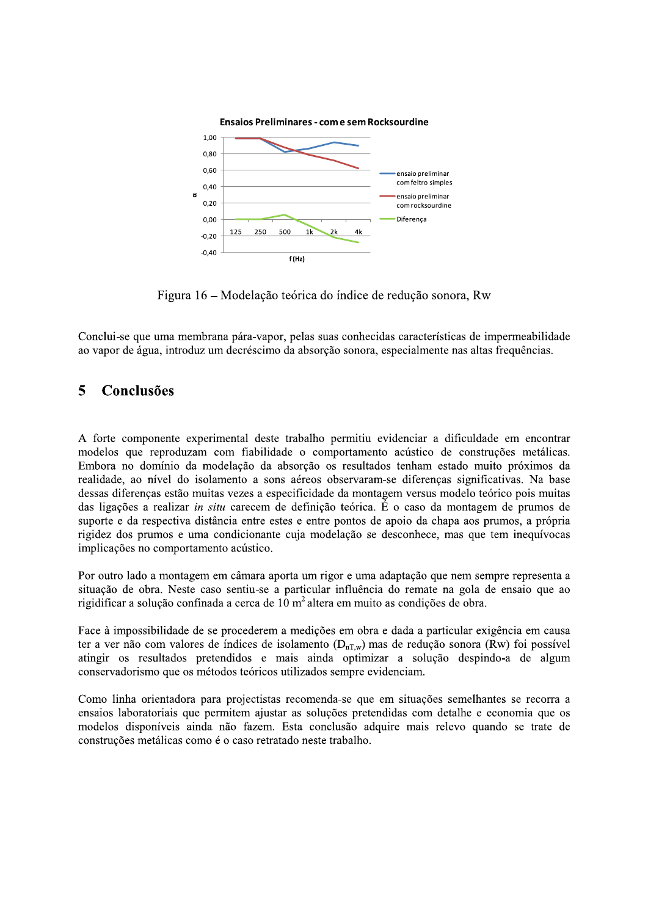Figura 16 – Modelação teórica do índice de redução sonora, Rw

Conclui-se que uma membrana pára-vapor, pelas suas conhecidas características de impermeabilidade ao vapor de água, introduz um decréscimo da absorção sonora, especialmente nas altas frequências.

# 5 Conclusões

A forte componente experimental deste trabalho permitiu evidenciar a dificuldade em encontrar modelos que reproduzam com fiabilidade o comportamento acústico de construções metálicas. Embora no domínio da modelação da absorção os resultados tenham estado muito próximos da realidade, ao nível do isolamento a sons aéreos observaram-se diferenças significativas. Na base dessas diferenças estão muitas vezes a especificidade da montagem versus modelo teórico pois muitas das ligações a realizar *in situ* carecem de definição teórica. É o caso da montagem de prumos de suporte e da respectiva distância entre estes e entre pontos de apoio da chapa aos prumos, a própria rigidez dos prumos e uma condicionante cuja modelação se desconhece, mas que tem inequívocas implicações no comportamento acústico.

Por outro lado a montagem em câmara aporta um rigor e uma adaptação que nem sempre representa a situação de obra. Neste caso sentiu-se a particular influência do remate na gola de ensaio que ao rigidificar a solução confinada a cerca de 10 $m^2$ altera em muito as condições de obra.

Face à impossibilidade de se procederem a medições em obra e dada a particular exigência em causa ter a ver não com valores de índices de isolamento ($D_{nT,w}$) mas de redução sonora (Rw) foi possível atingir os resultados pretendidos e mais ainda optimizar a solução despindo-a de algum conservadorismo que os métodos teóricos utilizados sempre evidenciam.

Como linha orientadora para projectistas recomenda-se que em situações semelhantes se recorra a ensaios laboratoriais que permitem ajustar as soluções pretendidas com detalhe e economia que os modelos disponíveis ainda não fazem. Esta conclusão adquire mais relevo quando se trate de construções metálicas como é o caso retratado neste trabalho.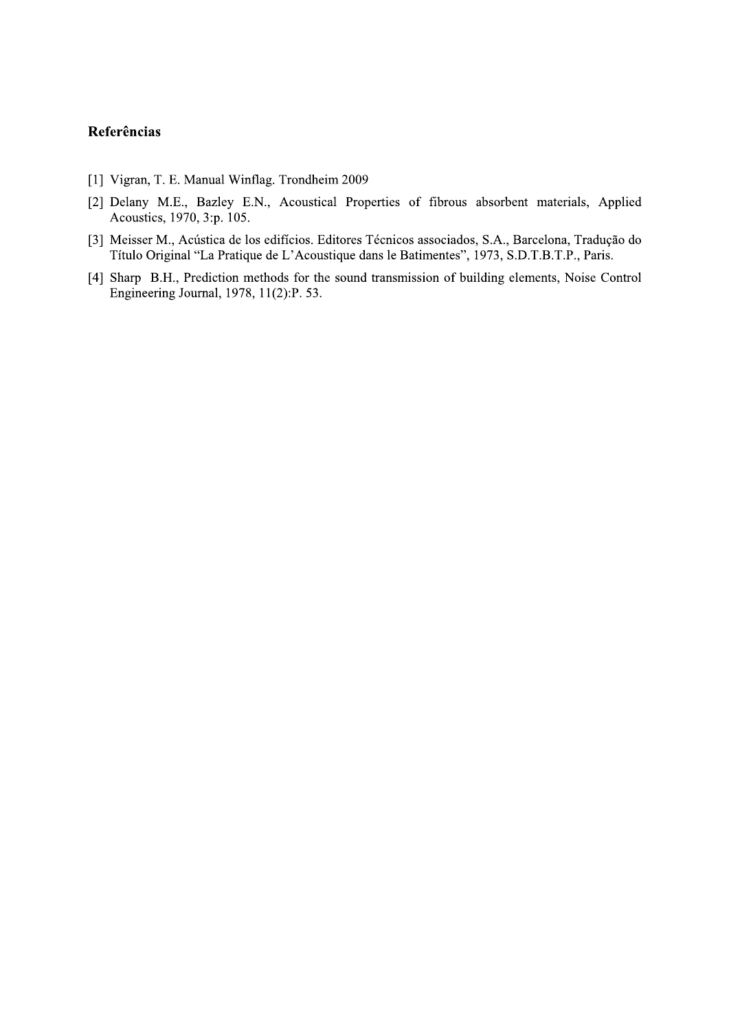## Referências

[1] Vigran, T. E. Manual Winflag. Trondheim 2009

[2] Delany M.E., Bazley E.N., Acoustical Properties of fibrous absorbent materials, Applied Acoustics, 1970, 3:p. 105.

[3] Meisser M., Acústica de los edifícios. Editores Técnicos associados, S.A., Barcelona, Tradução do Título Original "La Pratique de L'Acoustique dans le Batimentes", 1973, S.D.T.B.T.P., Paris.

[4] Sharp B.H., Prediction methods for the sound transmission of building elements, Noise Control Engineering Journal, 1978, 11(2):P. 53.